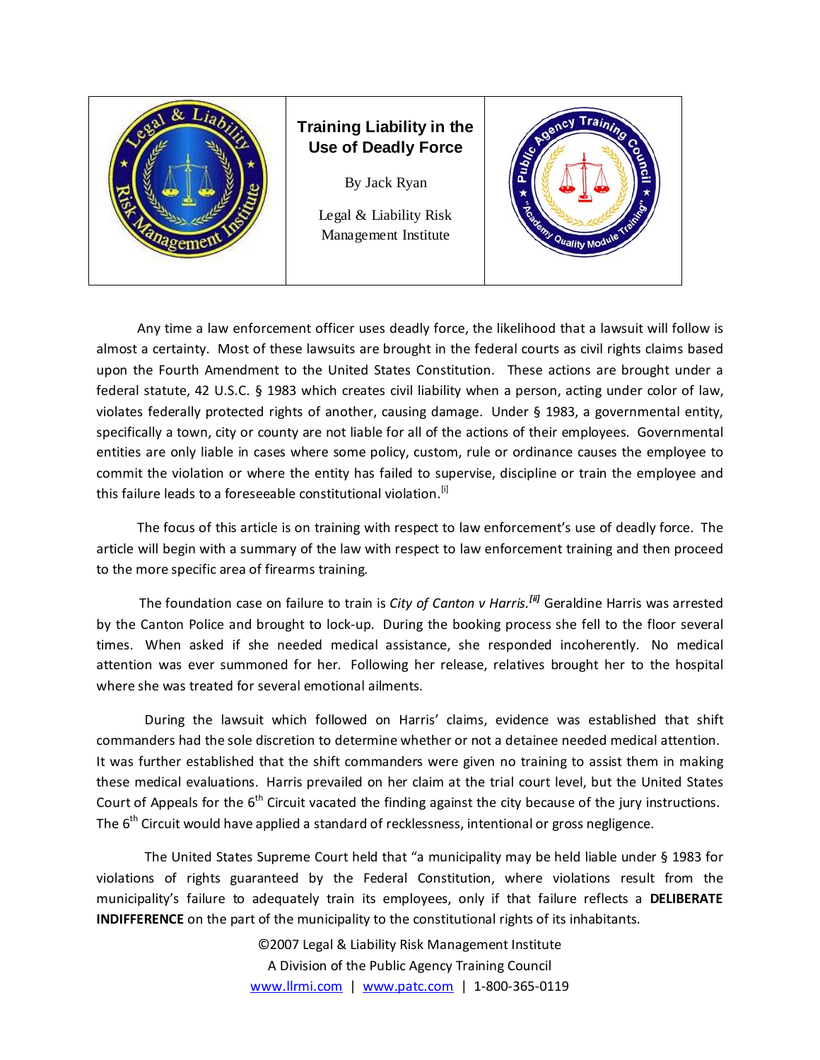# Training Liability in the Use of Deadly Force

By Jack Ryan

Legal & Liability Risk Management Institute

Any time a law enforcement officer uses deadly force, the likelihood that a lawsuit will follow is almost a certainty. Most of these lawsuits are brought in the federal courts as civil rights claims based upon the Fourth Amendment to the United States Constitution. These actions are brought under a federal statute, 42 U.S.C. § 1983 which creates civil liability when a person, acting under color of law, violates federally protected rights of another, causing damage. Under § 1983, a governmental entity, specifically a town, city or county are not liable for all of the actions of their employees. Governmental entities are only liable in cases where some policy, custom, rule or ordinance causes the employee to commit the violation or where the entity has failed to supervise, discipline or train the employee and this failure leads to a foreseeable constitutional violation.[i]

The focus of this article is on training with respect to law enforcement's use of deadly force. The article will begin with a summary of the law with respect to law enforcement training and then proceed to the more specific area of firearms training.

The foundation case on failure to train is *City of Canton v Harris.*[ii] Geraldine Harris was arrested by the Canton Police and brought to lock-up. During the booking process she fell to the floor several times. When asked if she needed medical assistance, she responded incoherently. No medical attention was ever summoned for her. Following her release, relatives brought her to the hospital where she was treated for several emotional ailments.

During the lawsuit which followed on Harris' claims, evidence was established that shift commanders had the sole discretion to determine whether or not a detainee needed medical attention. It was further established that the shift commanders were given no training to assist them in making these medical evaluations. Harris prevailed on her claim at the trial court level, but the United States Court of Appeals for the 6th Circuit vacated the finding against the city because of the jury instructions. The 6th Circuit would have applied a standard of recklessness, intentional or gross negligence.

The United States Supreme Court held that "a municipality may be held liable under § 1983 for violations of rights guaranteed by the Federal Constitution, where violations result from the municipality's failure to adequately train its employees, only if that failure reflects a **DELIBERATE INDIFFERENCE** on the part of the municipality to the constitutional rights of its inhabitants.

©2007 Legal & Liability Risk Management Institute
A Division of the Public Agency Training Council
www.llrmi.com | www.patc.com | 1-800-365-0119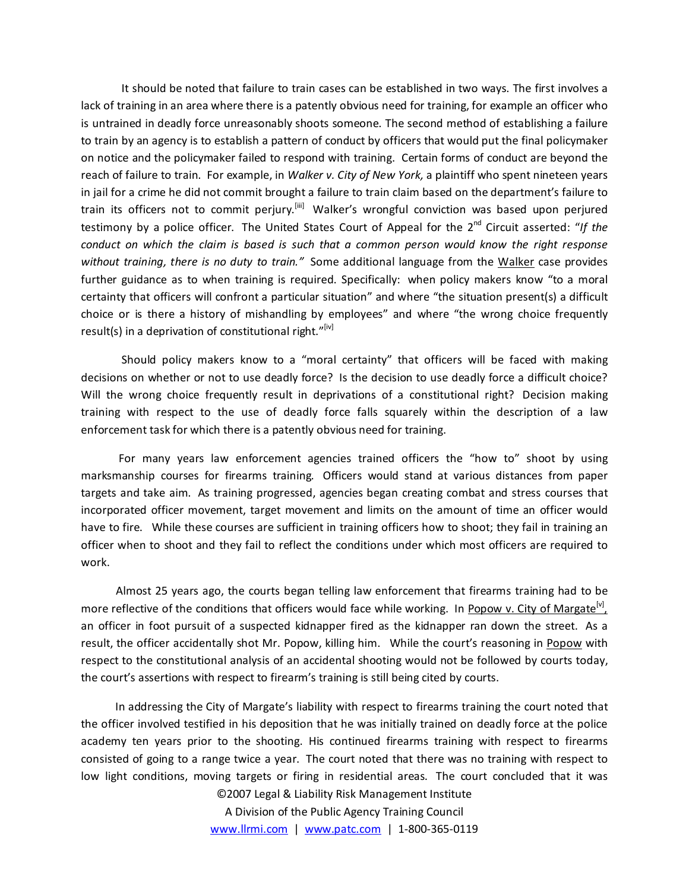It should be noted that failure to train cases can be established in two ways. The first involves a lack of training in an area where there is a patently obvious need for training, for example an officer who is untrained in deadly force unreasonably shoots someone. The second method of establishing a failure to train by an agency is to establish a pattern of conduct by officers that would put the final policymaker on notice and the policymaker failed to respond with training. Certain forms of conduct are beyond the reach of failure to train. For example, in *Walker v. City of New York,* a plaintiff who spent nineteen years in jail for a crime he did not commit brought a failure to train claim based on the department's failure to train its officers not to commit perjury.[iii] Walker's wrongful conviction was based upon perjured testimony by a police officer. The United States Court of Appeal for the 2nd Circuit asserted: "*If the conduct on which the claim is based is such that a common person would know the right response without training, there is no duty to train.*" Some additional language from the Walker case provides further guidance as to when training is required. Specifically: when policy makers know "to a moral certainty that officers will confront a particular situation" and where "the situation present(s) a difficult choice or is there a history of mishandling by employees" and where "the wrong choice frequently result(s) in a deprivation of constitutional right."[iv]

Should policy makers know to a "moral certainty" that officers will be faced with making decisions on whether or not to use deadly force? Is the decision to use deadly force a difficult choice? Will the wrong choice frequently result in deprivations of a constitutional right? Decision making training with respect to the use of deadly force falls squarely within the description of a law enforcement task for which there is a patently obvious need for training.

For many years law enforcement agencies trained officers the "how to" shoot by using marksmanship courses for firearms training. Officers would stand at various distances from paper targets and take aim. As training progressed, agencies began creating combat and stress courses that incorporated officer movement, target movement and limits on the amount of time an officer would have to fire. While these courses are sufficient in training officers how to shoot; they fail in training an officer when to shoot and they fail to reflect the conditions under which most officers are required to work.

Almost 25 years ago, the courts began telling law enforcement that firearms training had to be more reflective of the conditions that officers would face while working. In Popow v. City of Margate[v], an officer in foot pursuit of a suspected kidnapper fired as the kidnapper ran down the street. As a result, the officer accidentally shot Mr. Popow, killing him. While the court's reasoning in Popow with respect to the constitutional analysis of an accidental shooting would not be followed by courts today, the court's assertions with respect to firearm's training is still being cited by courts.

In addressing the City of Margate's liability with respect to firearms training the court noted that the officer involved testified in his deposition that he was initially trained on deadly force at the police academy ten years prior to the shooting. His continued firearms training with respect to firearms consisted of going to a range twice a year. The court noted that there was no training with respect to low light conditions, moving targets or firing in residential areas. The court concluded that it was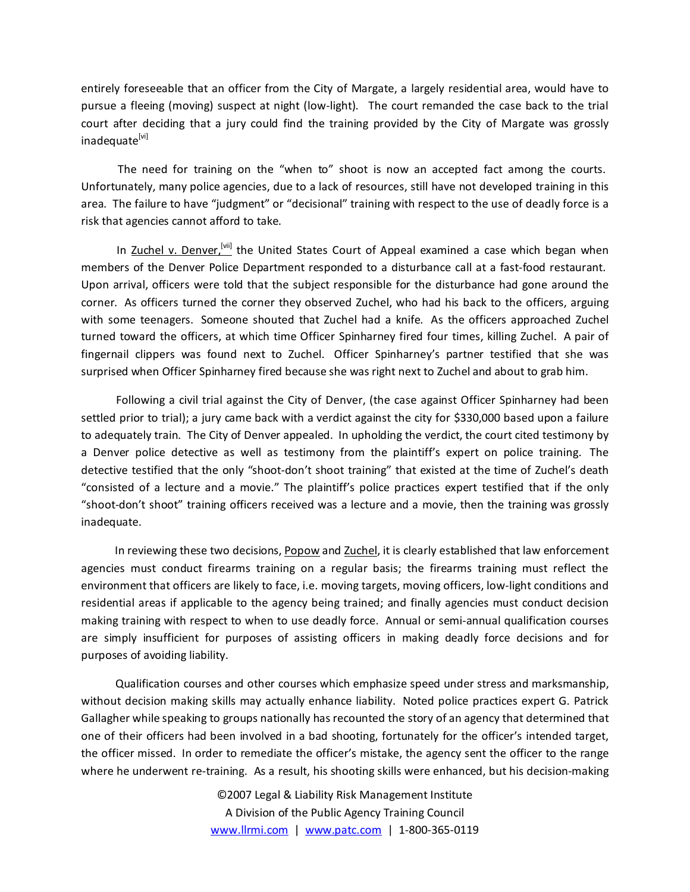entirely foreseeable that an officer from the City of Margate, a largely residential area, would have to pursue a fleeing (moving) suspect at night (low-light). The court remanded the case back to the trial court after deciding that a jury could find the training provided by the City of Margate was grossly inadequate[vi]

The need for training on the "when to" shoot is now an accepted fact among the courts. Unfortunately, many police agencies, due to a lack of resources, still have not developed training in this area. The failure to have "judgment" or "decisional" training with respect to the use of deadly force is a risk that agencies cannot afford to take.

In Zuchel v. Denver,[vii] the United States Court of Appeal examined a case which began when members of the Denver Police Department responded to a disturbance call at a fast-food restaurant. Upon arrival, officers were told that the subject responsible for the disturbance had gone around the corner. As officers turned the corner they observed Zuchel, who had his back to the officers, arguing with some teenagers. Someone shouted that Zuchel had a knife. As the officers approached Zuchel turned toward the officers, at which time Officer Spinharney fired four times, killing Zuchel. A pair of fingernail clippers was found next to Zuchel. Officer Spinharney's partner testified that she was surprised when Officer Spinharney fired because she was right next to Zuchel and about to grab him.

Following a civil trial against the City of Denver, (the case against Officer Spinharney had been settled prior to trial); a jury came back with a verdict against the city for $330,000 based upon a failure to adequately train. The City of Denver appealed. In upholding the verdict, the court cited testimony by a Denver police detective as well as testimony from the plaintiff's expert on police training. The detective testified that the only "shoot-don't shoot training" that existed at the time of Zuchel's death "consisted of a lecture and a movie." The plaintiff's police practices expert testified that if the only "shoot-don't shoot" training officers received was a lecture and a movie, then the training was grossly inadequate.

In reviewing these two decisions, Popow and Zuchel, it is clearly established that law enforcement agencies must conduct firearms training on a regular basis; the firearms training must reflect the environment that officers are likely to face, i.e. moving targets, moving officers, low-light conditions and residential areas if applicable to the agency being trained; and finally agencies must conduct decision making training with respect to when to use deadly force. Annual or semi-annual qualification courses are simply insufficient for purposes of assisting officers in making deadly force decisions and for purposes of avoiding liability.

Qualification courses and other courses which emphasize speed under stress and marksmanship, without decision making skills may actually enhance liability. Noted police practices expert G. Patrick Gallagher while speaking to groups nationally has recounted the story of an agency that determined that one of their officers had been involved in a bad shooting, fortunately for the officer's intended target, the officer missed. In order to remediate the officer's mistake, the agency sent the officer to the range where he underwent re-training. As a result, his shooting skills were enhanced, but his decision-making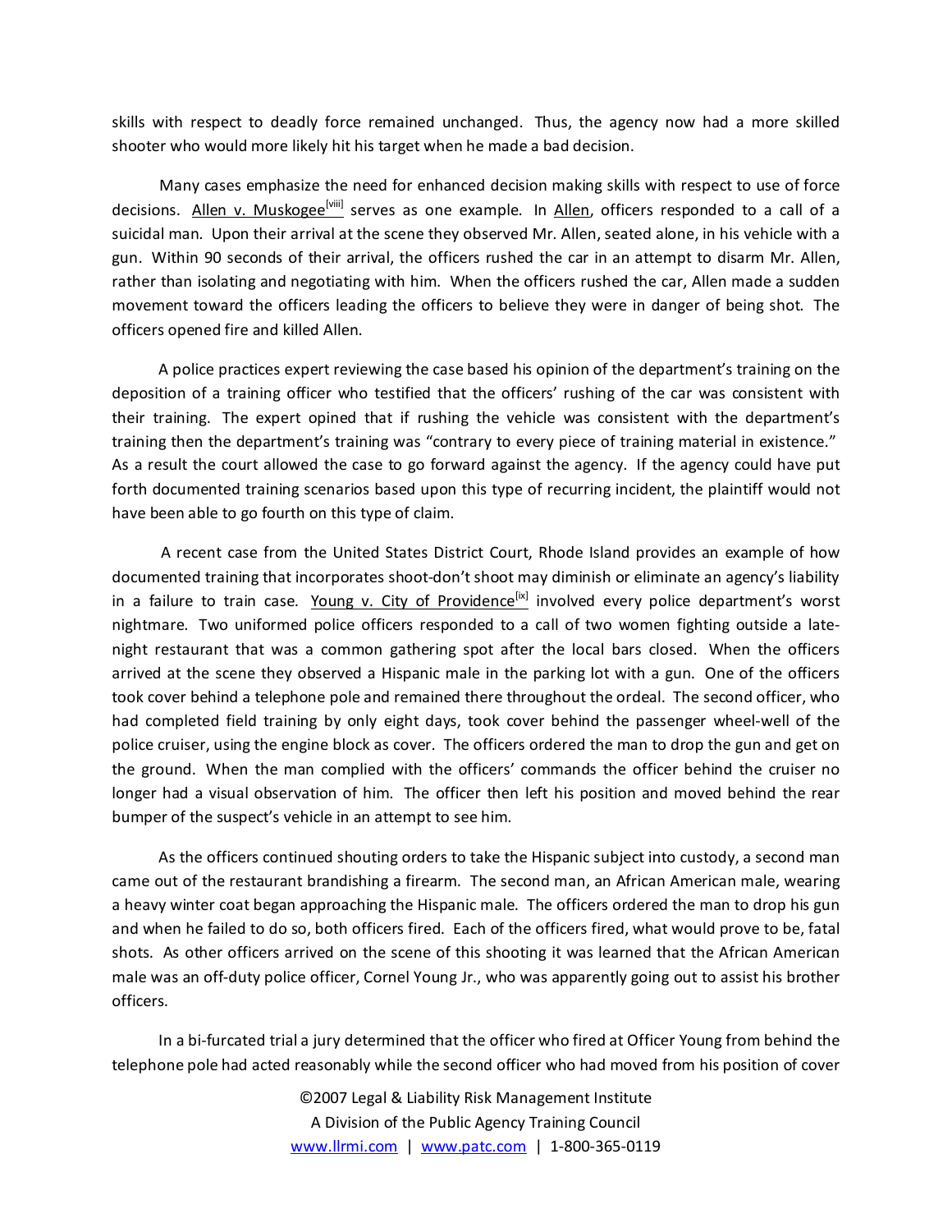skills with respect to deadly force remained unchanged. Thus, the agency now had a more skilled shooter who would more likely hit his target when he made a bad decision.

Many cases emphasize the need for enhanced decision making skills with respect to use of force decisions. Allen v. Muskogee[viii] serves as one example. In Allen, officers responded to a call of a suicidal man. Upon their arrival at the scene they observed Mr. Allen, seated alone, in his vehicle with a gun. Within 90 seconds of their arrival, the officers rushed the car in an attempt to disarm Mr. Allen, rather than isolating and negotiating with him. When the officers rushed the car, Allen made a sudden movement toward the officers leading the officers to believe they were in danger of being shot. The officers opened fire and killed Allen.

A police practices expert reviewing the case based his opinion of the department's training on the deposition of a training officer who testified that the officers' rushing of the car was consistent with their training. The expert opined that if rushing the vehicle was consistent with the department's training then the department's training was "contrary to every piece of training material in existence." As a result the court allowed the case to go forward against the agency. If the agency could have put forth documented training scenarios based upon this type of recurring incident, the plaintiff would not have been able to go fourth on this type of claim.

A recent case from the United States District Court, Rhode Island provides an example of how documented training that incorporates shoot-don't shoot may diminish or eliminate an agency's liability in a failure to train case. Young v. City of Providence[ix] involved every police department's worst nightmare. Two uniformed police officers responded to a call of two women fighting outside a late-night restaurant that was a common gathering spot after the local bars closed. When the officers arrived at the scene they observed a Hispanic male in the parking lot with a gun. One of the officers took cover behind a telephone pole and remained there throughout the ordeal. The second officer, who had completed field training by only eight days, took cover behind the passenger wheel-well of the police cruiser, using the engine block as cover. The officers ordered the man to drop the gun and get on the ground. When the man complied with the officers' commands the officer behind the cruiser no longer had a visual observation of him. The officer then left his position and moved behind the rear bumper of the suspect's vehicle in an attempt to see him.

As the officers continued shouting orders to take the Hispanic subject into custody, a second man came out of the restaurant brandishing a firearm. The second man, an African American male, wearing a heavy winter coat began approaching the Hispanic male. The officers ordered the man to drop his gun and when he failed to do so, both officers fired. Each of the officers fired, what would prove to be, fatal shots. As other officers arrived on the scene of this shooting it was learned that the African American male was an off-duty police officer, Cornel Young Jr., who was apparently going out to assist his brother officers.

In a bi-furcated trial a jury determined that the officer who fired at Officer Young from behind the telephone pole had acted reasonably while the second officer who had moved from his position of cover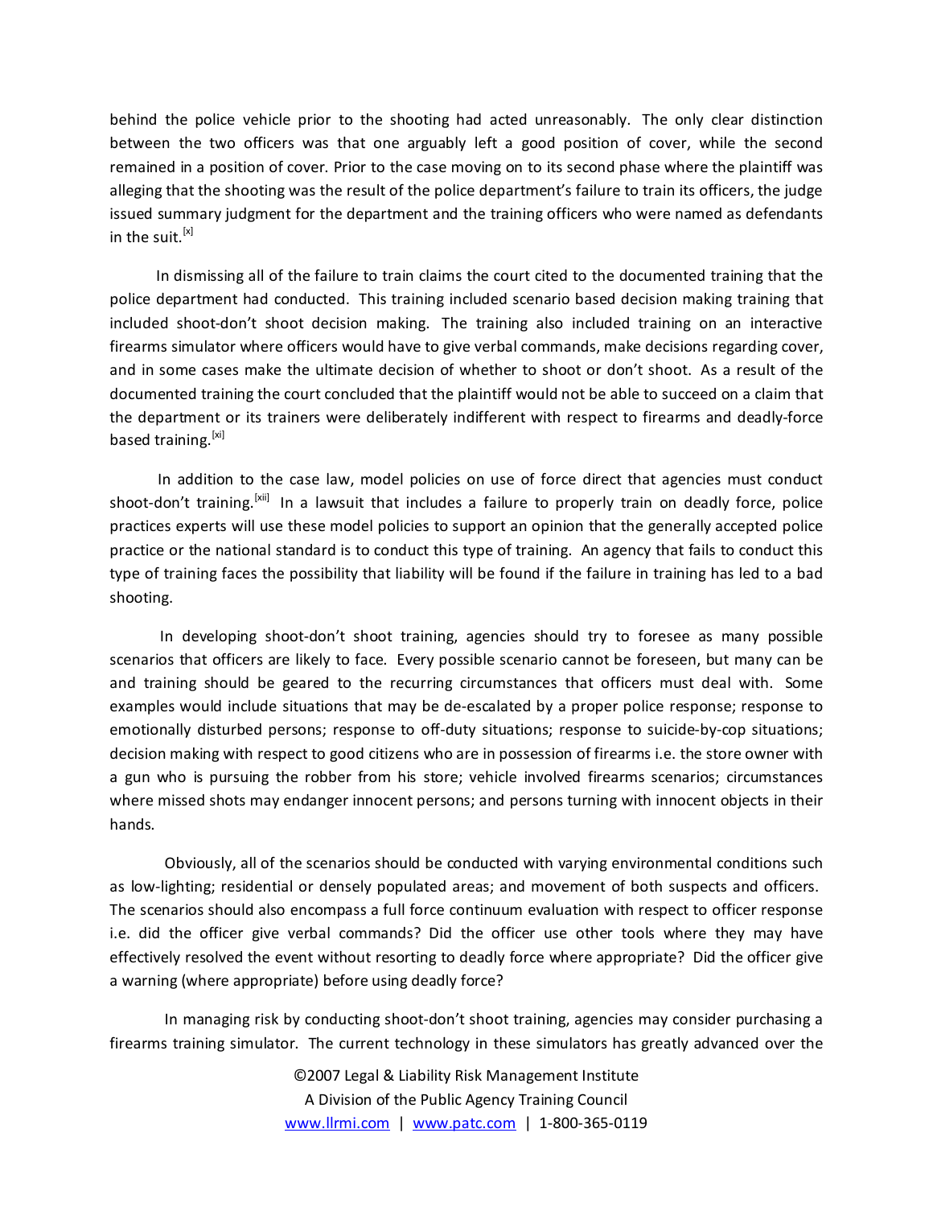behind the police vehicle prior to the shooting had acted unreasonably. The only clear distinction between the two officers was that one arguably left a good position of cover, while the second remained in a position of cover. Prior to the case moving on to its second phase where the plaintiff was alleging that the shooting was the result of the police department's failure to train its officers, the judge issued summary judgment for the department and the training officers who were named as defendants in the suit.[x]

In dismissing all of the failure to train claims the court cited to the documented training that the police department had conducted. This training included scenario based decision making training that included shoot-don't shoot decision making. The training also included training on an interactive firearms simulator where officers would have to give verbal commands, make decisions regarding cover, and in some cases make the ultimate decision of whether to shoot or don't shoot. As a result of the documented training the court concluded that the plaintiff would not be able to succeed on a claim that the department or its trainers were deliberately indifferent with respect to firearms and deadly-force based training.[xi]

In addition to the case law, model policies on use of force direct that agencies must conduct shoot-don't training.[xii] In a lawsuit that includes a failure to properly train on deadly force, police practices experts will use these model policies to support an opinion that the generally accepted police practice or the national standard is to conduct this type of training. An agency that fails to conduct this type of training faces the possibility that liability will be found if the failure in training has led to a bad shooting.

In developing shoot-don't shoot training, agencies should try to foresee as many possible scenarios that officers are likely to face. Every possible scenario cannot be foreseen, but many can be and training should be geared to the recurring circumstances that officers must deal with. Some examples would include situations that may be de-escalated by a proper police response; response to emotionally disturbed persons; response to off-duty situations; response to suicide-by-cop situations; decision making with respect to good citizens who are in possession of firearms i.e. the store owner with a gun who is pursuing the robber from his store; vehicle involved firearms scenarios; circumstances where missed shots may endanger innocent persons; and persons turning with innocent objects in their hands.

Obviously, all of the scenarios should be conducted with varying environmental conditions such as low-lighting; residential or densely populated areas; and movement of both suspects and officers. The scenarios should also encompass a full force continuum evaluation with respect to officer response i.e. did the officer give verbal commands? Did the officer use other tools where they may have effectively resolved the event without resorting to deadly force where appropriate? Did the officer give a warning (where appropriate) before using deadly force?

In managing risk by conducting shoot-don't shoot training, agencies may consider purchasing a firearms training simulator. The current technology in these simulators has greatly advanced over the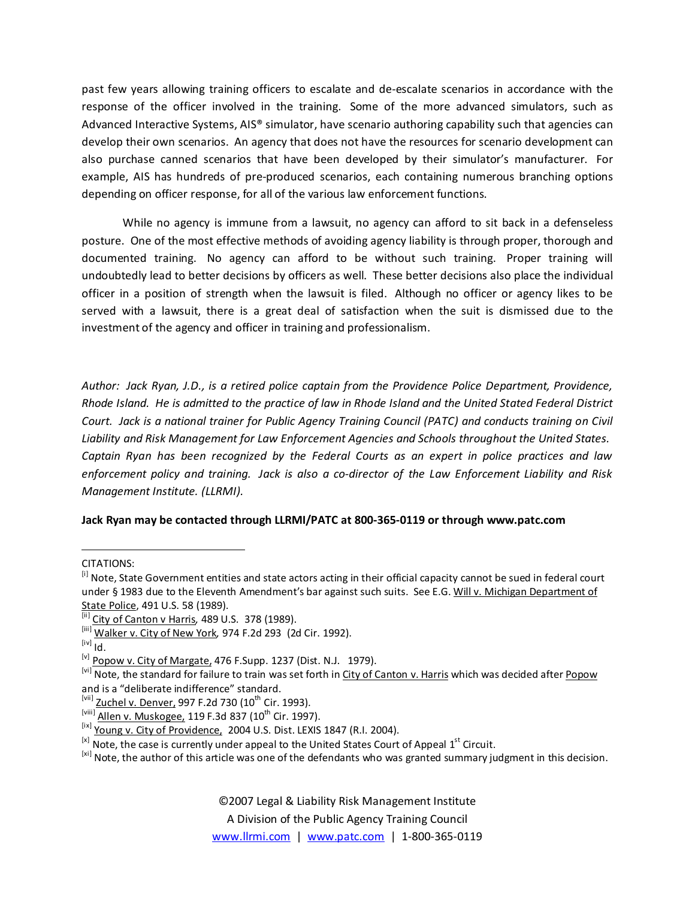past few years allowing training officers to escalate and de-escalate scenarios in accordance with the response of the officer involved in the training. Some of the more advanced simulators, such as Advanced Interactive Systems, AIS® simulator, have scenario authoring capability such that agencies can develop their own scenarios. An agency that does not have the resources for scenario development can also purchase canned scenarios that have been developed by their simulator's manufacturer. For example, AIS has hundreds of pre-produced scenarios, each containing numerous branching options depending on officer response, for all of the various law enforcement functions.

While no agency is immune from a lawsuit, no agency can afford to sit back in a defenseless posture. One of the most effective methods of avoiding agency liability is through proper, thorough and documented training. No agency can afford to be without such training. Proper training will undoubtedly lead to better decisions by officers as well. These better decisions also place the individual officer in a position of strength when the lawsuit is filed. Although no officer or agency likes to be served with a lawsuit, there is a great deal of satisfaction when the suit is dismissed due to the investment of the agency and officer in training and professionalism.

*Author: Jack Ryan, J.D., is a retired police captain from the Providence Police Department, Providence, Rhode Island. He is admitted to the practice of law in Rhode Island and the United Stated Federal District Court. Jack is a national trainer for Public Agency Training Council (PATC) and conducts training on Civil Liability and Risk Management for Law Enforcement Agencies and Schools throughout the United States. Captain Ryan has been recognized by the Federal Courts as an expert in police practices and law enforcement policy and training. Jack is also a co-director of the Law Enforcement Liability and Risk Management Institute. (LLRMI).*

**Jack Ryan may be contacted through LLRMI/PATC at 800-365-0119 or through www.patc.com**

---

CITATIONS:

[i] Note, State Government entities and state actors acting in their official capacity cannot be sued in federal court under § 1983 due to the Eleventh Amendment's bar against such suits. See E.G. Will v. Michigan Department of State Police, 491 U.S. 58 (1989).

[ii] City of Canton v Harris, 489 U.S. 378 (1989).

[iii] Walker v. City of New York, 974 F.2d 293 (2d Cir. 1992).

[iv] Id.

[v] Popow v. City of Margate, 476 F.Supp. 1237 (Dist. N.J. 1979).

[vi] Note, the standard for failure to train was set forth in City of Canton v. Harris which was decided after Popow and is a "deliberate indifference" standard.

[vii] Zuchel v. Denver, 997 F.2d 730 (10th Cir. 1993).

[viii] Allen v. Muskogee, 119 F.3d 837 (10th Cir. 1997).

[ix] Young v. City of Providence, 2004 U.S. Dist. LEXIS 1847 (R.I. 2004).

[x] Note, the case is currently under appeal to the United States Court of Appeal 1st Circuit.

[xi] Note, the author of this article was one of the defendants who was granted summary judgment in this decision.

©2007 Legal & Liability Risk Management Institute
A Division of the Public Agency Training Council
www.llrmi.com | www.patc.com | 1-800-365-0119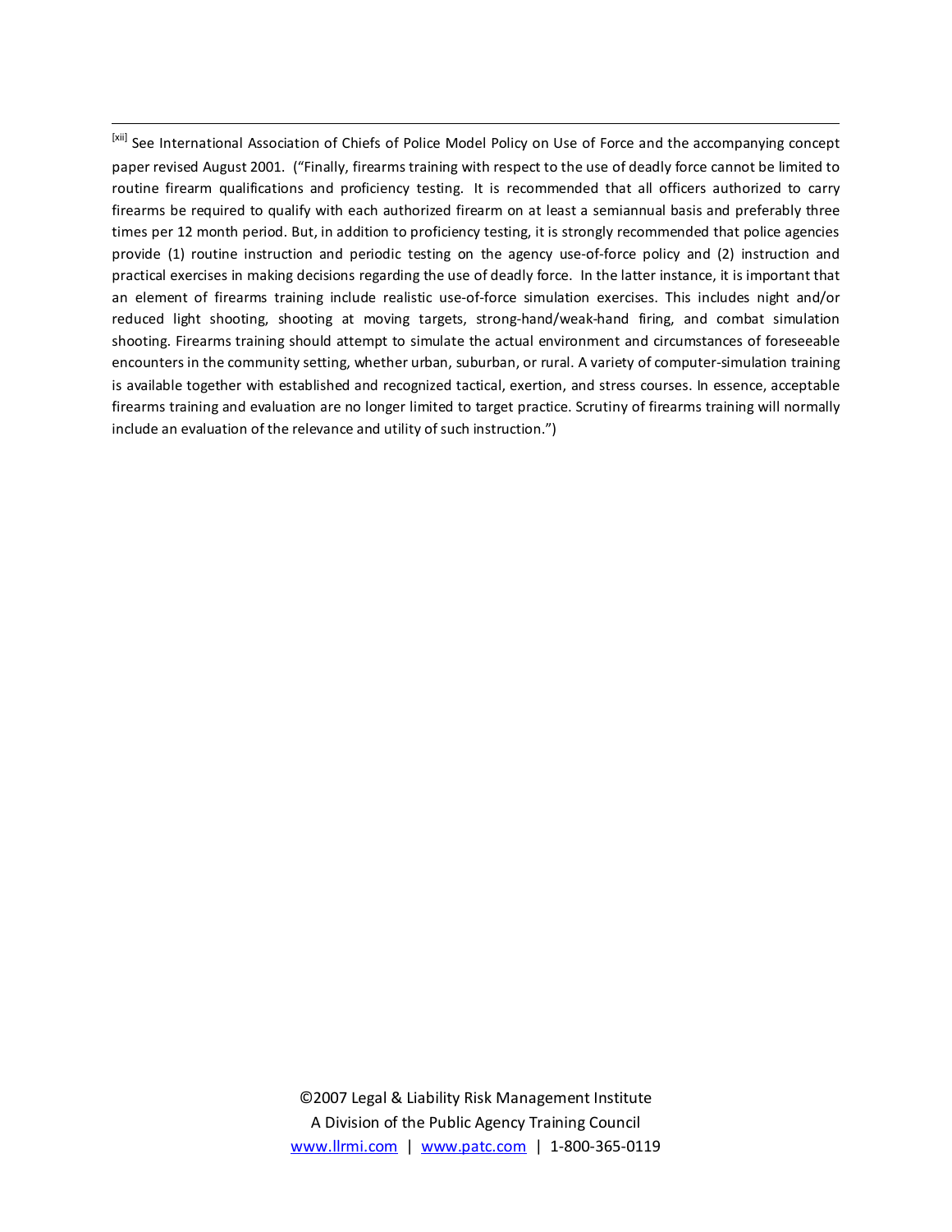[xii] See International Association of Chiefs of Police Model Policy on Use of Force and the accompanying concept paper revised August 2001. ("Finally, firearms training with respect to the use of deadly force cannot be limited to routine firearm qualifications and proficiency testing. It is recommended that all officers authorized to carry firearms be required to qualify with each authorized firearm on at least a semiannual basis and preferably three times per 12 month period. But, in addition to proficiency testing, it is strongly recommended that police agencies provide (1) routine instruction and periodic testing on the agency use-of-force policy and (2) instruction and practical exercises in making decisions regarding the use of deadly force. In the latter instance, it is important that an element of firearms training include realistic use-of-force simulation exercises. This includes night and/or reduced light shooting, shooting at moving targets, strong-hand/weak-hand firing, and combat simulation shooting. Firearms training should attempt to simulate the actual environment and circumstances of foreseeable encounters in the community setting, whether urban, suburban, or rural. A variety of computer-simulation training is available together with established and recognized tactical, exertion, and stress courses. In essence, acceptable firearms training and evaluation are no longer limited to target practice. Scrutiny of firearms training will normally include an evaluation of the relevance and utility of such instruction.")